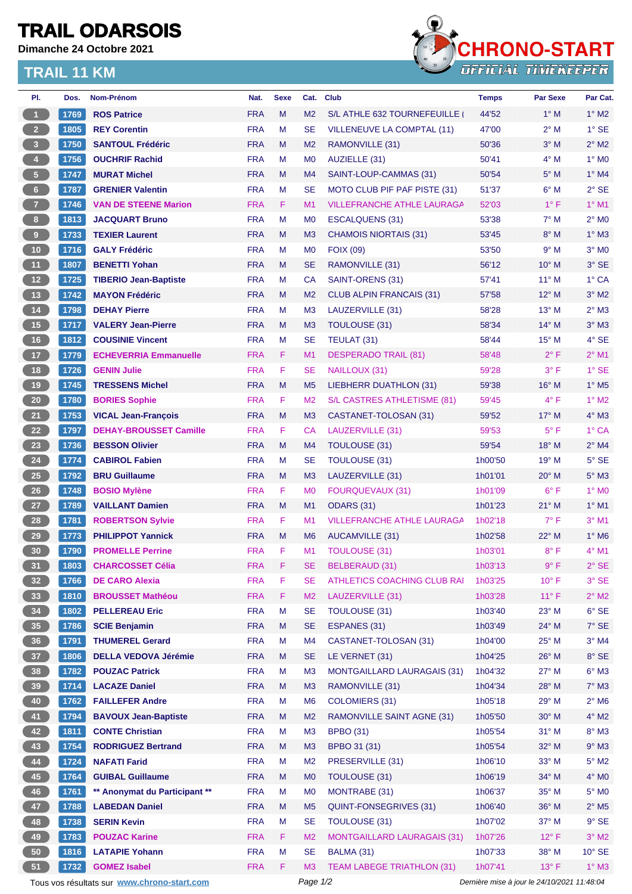# TRAIL ODARSOIS

**Dimanche 24 Octobre 2021**

CHRONO-START — OFFICIAL TIMEKEEPER

## TRAIL 11 KM

| Pl. | Dos. | Nom-Prénom | Nat. | Sexe | Cat. | Club | Temps | Par Sexe | Par Cat. |
|---|---|---|---|---|---|---|---|---|---|
| 1 | 1769 | ROS Patrice | FRA | M | M2 | S/L ATHLE 632 TOURNEFEUILLE ( | 44'52 | 1° M | 1° M2 |
| 2 | 1805 | REY Corentin | FRA | M | SE | VILLENEUVE LA COMPTAL (11) | 47'00 | 2° M | 1° SE |
| 3 | 1750 | SANTOUL Frédéric | FRA | M | M2 | RAMONVILLE (31) | 50'36 | 3° M | 2° M2 |
| 4 | 1756 | OUCHRIF Rachid | FRA | M | M0 | AUZIELLE (31) | 50'41 | 4° M | 1° M0 |
| 5 | 1747 | MURAT Michel | FRA | M | M4 | SAINT-LOUP-CAMMAS (31) | 50'54 | 5° M | 1° M4 |
| 6 | 1787 | GRENIER Valentin | FRA | M | SE | MOTO CLUB PIF PAF PISTE (31) | 51'37 | 6° M | 2° SE |
| 7 | 1746 | VAN DE STEENE Marion | FRA | F | M1 | VILLEFRANCHE ATHLE LAURAGA | 52'03 | 1° F | 1° M1 |
| 8 | 1813 | JACQUART Bruno | FRA | M | M0 | ESCALQUENS (31) | 53'38 | 7° M | 2° M0 |
| 9 | 1733 | TEXIER Laurent | FRA | M | M3 | CHAMOIS NIORTAIS (31) | 53'45 | 8° M | 1° M3 |
| 10 | 1716 | GALY Frédéric | FRA | M | M0 | FOIX (09) | 53'50 | 9° M | 3° M0 |
| 11 | 1807 | BENETTI Yohan | FRA | M | SE | RAMONVILLE (31) | 56'12 | 10° M | 3° SE |
| 12 | 1725 | TIBERIO Jean-Baptiste | FRA | M | CA | SAINT-ORENS (31) | 57'41 | 11° M | 1° CA |
| 13 | 1742 | MAYON Frédéric | FRA | M | M2 | CLUB ALPIN FRANCAIS (31) | 57'58 | 12° M | 3° M2 |
| 14 | 1798 | DEHAY Pierre | FRA | M | M3 | LAUZERVILLE (31) | 58'28 | 13° M | 2° M3 |
| 15 | 1717 | VALERY Jean-Pierre | FRA | M | M3 | TOULOUSE (31) | 58'34 | 14° M | 3° M3 |
| 16 | 1812 | COUSINIE Vincent | FRA | M | SE | TEULAT (31) | 58'44 | 15° M | 4° SE |
| 17 | 1779 | ECHEVERRIA Emmanuelle | FRA | F | M1 | DESPERADO TRAIL (81) | 58'48 | 2° F | 2° M1 |
| 18 | 1726 | GENIN Julie | FRA | F | SE | NAILLOUX (31) | 59'28 | 3° F | 1° SE |
| 19 | 1745 | TRESSENS Michel | FRA | M | M5 | LIEBHERR DUATHLON (31) | 59'38 | 16° M | 1° M5 |
| 20 | 1780 | BORIES Sophie | FRA | F | M2 | S/L CASTRES ATHLETISME (81) | 59'45 | 4° F | 1° M2 |
| 21 | 1753 | VICAL Jean-François | FRA | M | M3 | CASTANET-TOLOSAN (31) | 59'52 | 17° M | 4° M3 |
| 22 | 1797 | DEHAY-BROUSSET Camille | FRA | F | CA | LAUZERVILLE (31) | 59'53 | 5° F | 1° CA |
| 23 | 1736 | BESSON Olivier | FRA | M | M4 | TOULOUSE (31) | 59'54 | 18° M | 2° M4 |
| 24 | 1774 | CABIROL Fabien | FRA | M | SE | TOULOUSE (31) | 1h00'50 | 19° M | 5° SE |
| 25 | 1792 | BRU Guillaume | FRA | M | M3 | LAUZERVILLE (31) | 1h01'01 | 20° M | 5° M3 |
| 26 | 1748 | BOSIO Mylène | FRA | F | M0 | FOURQUEVAUX (31) | 1h01'09 | 6° F | 1° M0 |
| 27 | 1789 | VAILLANT Damien | FRA | M | M1 | ODARS (31) | 1h01'23 | 21° M | 1° M1 |
| 28 | 1781 | ROBERTSON Sylvie | FRA | F | M1 | VILLEFRANCHE ATHLE LAURAGA | 1h02'18 | 7° F | 3° M1 |
| 29 | 1773 | PHILIPPOT Yannick | FRA | M | M6 | AUCAMVILLE (31) | 1h02'58 | 22° M | 1° M6 |
| 30 | 1790 | PROMELLE Perrine | FRA | F | M1 | TOULOUSE (31) | 1h03'01 | 8° F | 4° M1 |
| 31 | 1803 | CHARCOSSET Célia | FRA | F | SE | BELBERAUD (31) | 1h03'13 | 9° F | 2° SE |
| 32 | 1766 | DE CARO Alexia | FRA | F | SE | ATHLETICS COACHING CLUB RAI | 1h03'25 | 10° F | 3° SE |
| 33 | 1810 | BROUSSET Mathéou | FRA | F | M2 | LAUZERVILLE (31) | 1h03'28 | 11° F | 2° M2 |
| 34 | 1802 | PELLEREAU Eric | FRA | M | SE | TOULOUSE (31) | 1h03'40 | 23° M | 6° SE |
| 35 | 1786 | SCIE Benjamin | FRA | M | SE | ESPANES (31) | 1h03'49 | 24° M | 7° SE |
| 36 | 1791 | THUMEREL Gerard | FRA | M | M4 | CASTANET-TOLOSAN (31) | 1h04'00 | 25° M | 3° M4 |
| 37 | 1806 | DELLA VEDOVA Jérémie | FRA | M | SE | LE VERNET (31) | 1h04'25 | 26° M | 8° SE |
| 38 | 1782 | POUZAC Patrick | FRA | M | M3 | MONTGAILLARD LAURAGAIS (31) | 1h04'32 | 27° M | 6° M3 |
| 39 | 1714 | LACAZE Daniel | FRA | M | M3 | RAMONVILLE (31) | 1h04'34 | 28° M | 7° M3 |
| 40 | 1762 | FAILLEFER Andre | FRA | M | M6 | COLOMIERS (31) | 1h05'18 | 29° M | 2° M6 |
| 41 | 1794 | BAVOUX Jean-Baptiste | FRA | M | M2 | RAMONVILLE SAINT AGNE (31) | 1h05'50 | 30° M | 4° M2 |
| 42 | 1811 | CONTE Christian | FRA | M | M3 | BPBO (31) | 1h05'54 | 31° M | 8° M3 |
| 43 | 1754 | RODRIGUEZ Bertrand | FRA | M | M3 | BPBO 31 (31) | 1h05'54 | 32° M | 9° M3 |
| 44 | 1724 | NAFATI Farid | FRA | M | M2 | PRESERVILLE (31) | 1h06'10 | 33° M | 5° M2 |
| 45 | 1764 | GUIBAL Guillaume | FRA | M | M0 | TOULOUSE (31) | 1h06'19 | 34° M | 4° M0 |
| 46 | 1761 | ** Anonymat du Participant ** | FRA | M | M0 | MONTRABE (31) | 1h06'37 | 35° M | 5° M0 |
| 47 | 1788 | LABEDAN Daniel | FRA | M | M5 | QUINT-FONSEGRIVES (31) | 1h06'40 | 36° M | 2° M5 |
| 48 | 1738 | SERIN Kevin | FRA | M | SE | TOULOUSE (31) | 1h07'02 | 37° M | 9° SE |
| 49 | 1783 | POUZAC Karine | FRA | F | M2 | MONTGAILLARD LAURAGAIS (31) | 1h07'26 | 12° F | 3° M2 |
| 50 | 1816 | LATAPIE Yohann | FRA | M | SE | BALMA (31) | 1h07'33 | 38° M | 10° SE |
| 51 | 1732 | GOMEZ Isabel | FRA | F | M3 | TEAM LABEGE TRIATHLON (31) | 1h07'41 | 13° F | 1° M3 |

Tous vos résultats sur www.chrono-start.com

*Dernière mise à jour le 24/10/2021 11:48:04*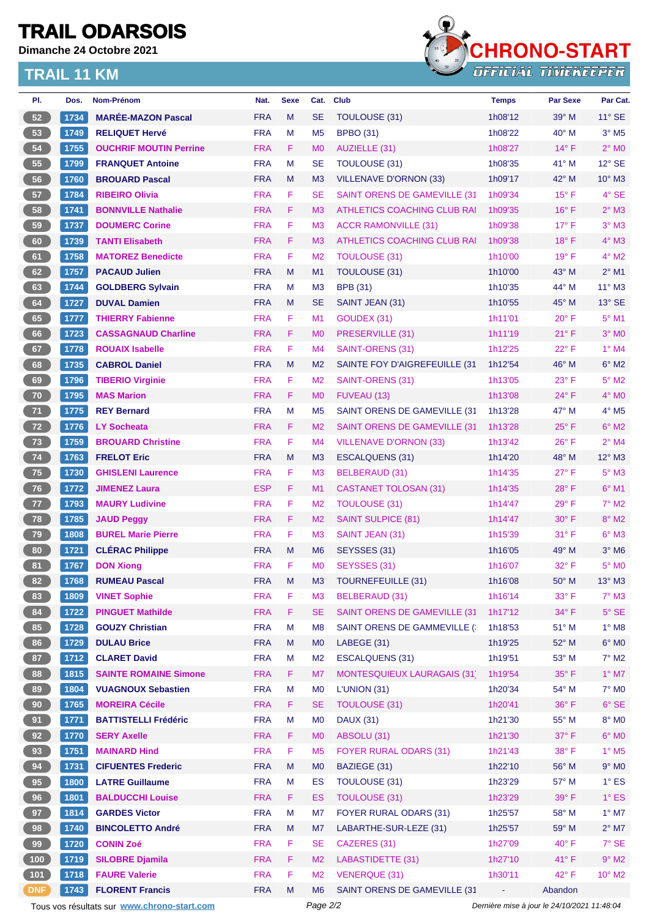# TRAIL ODARSOIS

**Dimanche 24 Octobre 2021**

## TRAIL 11 KM

CHRONO-START
OFFICIAL TIMEKEEPER

| Pl. | Dos. | Nom-Prénom | Nat. | Sexe | Cat. | Club | Temps | Par Sexe | Par Cat. |
|---|---|---|---|---|---|---|---|---|---|
| 52 | 1734 | **MARÉE-MAZON Pascal** | FRA | M | SE | TOULOUSE (31) | 1h08'12 | 39° M | 11° SE |
| 53 | 1749 | **RELIQUET Hervé** | FRA | M | M5 | BPBO (31) | 1h08'22 | 40° M | 3° M5 |
| 54 | 1755 | **OUCHRIF MOUTIN Perrine** | FRA | F | M0 | AUZIELLE (31) | 1h08'27 | 14° F | 2° M0 |
| 55 | 1799 | **FRANQUET Antoine** | FRA | M | SE | TOULOUSE (31) | 1h08'35 | 41° M | 12° SE |
| 56 | 1760 | **BROUARD Pascal** | FRA | M | M3 | VILLENAVE D'ORNON (33) | 1h09'17 | 42° M | 10° M3 |
| 57 | 1784 | **RIBEIRO Olivia** | FRA | F | SE | SAINT ORENS DE GAMEVILLE (31 | 1h09'34 | 15° F | 4° SE |
| 58 | 1741 | **BONNVILLE Nathalie** | FRA | F | M3 | ATHLETICS COACHING CLUB RAI | 1h09'35 | 16° F | 2° M3 |
| 59 | 1737 | **DOUMERC Corine** | FRA | F | M3 | ACCR RAMONVILLE (31) | 1h09'38 | 17° F | 3° M3 |
| 60 | 1739 | **TANTI Elisabeth** | FRA | F | M3 | ATHLETICS COACHING CLUB RAI | 1h09'38 | 18° F | 4° M3 |
| 61 | 1758 | **MATOREZ Benedicte** | FRA | F | M2 | TOULOUSE (31) | 1h10'00 | 19° F | 4° M2 |
| 62 | 1757 | **PACAUD Julien** | FRA | M | M1 | TOULOUSE (31) | 1h10'00 | 43° M | 2° M1 |
| 63 | 1744 | **GOLDBERG Sylvain** | FRA | M | M3 | BPB (31) | 1h10'35 | 44° M | 11° M3 |
| 64 | 1727 | **DUVAL Damien** | FRA | M | SE | SAINT JEAN (31) | 1h10'55 | 45° M | 13° SE |
| 65 | 1777 | **THIERRY Fabienne** | FRA | F | M1 | GOUDEX (31) | 1h11'01 | 20° F | 5° M1 |
| 66 | 1723 | **CASSAGNAUD Charline** | FRA | F | M0 | PRESERVILLE (31) | 1h11'19 | 21° F | 3° M0 |
| 67 | 1778 | **ROUAIX Isabelle** | FRA | F | M4 | SAINT-ORENS (31) | 1h12'25 | 22° F | 1° M4 |
| 68 | 1735 | **CABROL Daniel** | FRA | M | M2 | SAINTE FOY D'AIGREFEUILLE (31 | 1h12'54 | 46° M | 6° M2 |
| 69 | 1796 | **TIBERIO Virginie** | FRA | F | M2 | SAINT-ORENS (31) | 1h13'05 | 23° F | 5° M2 |
| 70 | 1795 | **MAS Marion** | FRA | F | M0 | FUVEAU (13) | 1h13'08 | 24° F | 4° M0 |
| 71 | 1775 | **REY Bernard** | FRA | M | M5 | SAINT ORENS DE GAMEVILLE (31 | 1h13'28 | 47° M | 4° M5 |
| 72 | 1776 | **LY Socheata** | FRA | F | M2 | SAINT ORENS DE GAMEVILLE (31 | 1h13'28 | 25° F | 6° M2 |
| 73 | 1759 | **BROUARD Christine** | FRA | F | M4 | VILLENAVE D'ORNON (33) | 1h13'42 | 26° F | 2° M4 |
| 74 | 1763 | **FRELOT Eric** | FRA | M | M3 | ESCALQUENS (31) | 1h14'20 | 48° M | 12° M3 |
| 75 | 1730 | **GHISLENI Laurence** | FRA | F | M3 | BELBERAUD (31) | 1h14'35 | 27° F | 5° M3 |
| 76 | 1772 | **JIMENEZ Laura** | ESP | F | M1 | CASTANET TOLOSAN (31) | 1h14'35 | 28° F | 6° M1 |
| 77 | 1793 | **MAURY Ludivine** | FRA | F | M2 | TOULOUSE (31) | 1h14'47 | 29° F | 7° M2 |
| 78 | 1785 | **JAUD Peggy** | FRA | F | M2 | SAINT SULPICE (81) | 1h14'47 | 30° F | 8° M2 |
| 79 | 1808 | **BUREL Marie Pierre** | FRA | F | M3 | SAINT JEAN (31) | 1h15'39 | 31° F | 6° M3 |
| 80 | 1721 | **CLÉRAC Philippe** | FRA | M | M6 | SEYSSES (31) | 1h16'05 | 49° M | 3° M6 |
| 81 | 1767 | **DON Xiong** | FRA | F | M0 | SEYSSES (31) | 1h16'07 | 32° F | 5° M0 |
| 82 | 1768 | **RUMEAU Pascal** | FRA | M | M3 | TOURNEFEUILLE (31) | 1h16'08 | 50° M | 13° M3 |
| 83 | 1809 | **VINET Sophie** | FRA | F | M3 | BELBERAUD (31) | 1h16'14 | 33° F | 7° M3 |
| 84 | 1722 | **PINGUET Mathilde** | FRA | F | SE | SAINT ORENS DE GAMEVILLE (31 | 1h17'12 | 34° F | 5° SE |
| 85 | 1728 | **GOUZY Christian** | FRA | M | M8 | SAINT ORENS DE GAMMEVILLE (: | 1h18'53 | 51° M | 1° M8 |
| 86 | 1729 | **DULAU Brice** | FRA | M | M0 | LABEGE (31) | 1h19'25 | 52° M | 6° M0 |
| 87 | 1712 | **CLARET David** | FRA | M | M2 | ESCALQUENS (31) | 1h19'51 | 53° M | 7° M2 |
| 88 | 1815 | **SAINTE ROMAINE Simone** | FRA | F | M7 | MONTESQUIEUX LAURAGAIS (31) | 1h19'54 | 35° F | 1° M7 |
| 89 | 1804 | **VUAGNOUX Sebastien** | FRA | M | M0 | L'UNION (31) | 1h20'34 | 54° M | 7° M0 |
| 90 | 1765 | **MOREIRA Cécile** | FRA | F | SE | TOULOUSE (31) | 1h20'41 | 36° F | 6° SE |
| 91 | 1771 | **BATTISTELLI Frédéric** | FRA | M | M0 | DAUX (31) | 1h21'30 | 55° M | 8° M0 |
| 92 | 1770 | **SERY Axelle** | FRA | F | M0 | ABSOLU (31) | 1h21'30 | 37° F | 6° M0 |
| 93 | 1751 | **MAINARD Hind** | FRA | F | M5 | FOYER RURAL ODARS (31) | 1h21'43 | 38° F | 1° M5 |
| 94 | 1731 | **CIFUENTES Frederic** | FRA | M | M0 | BAZIEGE (31) | 1h22'10 | 56° M | 9° M0 |
| 95 | 1800 | **LATRE Guillaume** | FRA | M | ES | TOULOUSE (31) | 1h23'29 | 57° M | 1° ES |
| 96 | 1801 | **BALDUCCHI Louise** | FRA | F | ES | TOULOUSE (31) | 1h23'29 | 39° F | 1° ES |
| 97 | 1814 | **GARDES Victor** | FRA | M | M7 | FOYER RURAL ODARS (31) | 1h25'57 | 58° M | 1° M7 |
| 98 | 1740 | **BINCOLETTO André** | FRA | M | M7 | LABARTHE-SUR-LEZE (31) | 1h25'57 | 59° M | 2° M7 |
| 99 | 1720 | **CONIN Zoé** | FRA | F | SE | CAZERES (31) | 1h27'09 | 40° F | 7° SE |
| 100 | 1719 | **SILOBRE Djamila** | FRA | F | M2 | LABASTIDETTE (31) | 1h27'10 | 41° F | 9° M2 |
| 101 | 1718 | **FAURE Valerie** | FRA | F | M2 | VENERQUE (31) | 1h30'11 | 42° F | 10° M2 |
| DNF | 1743 | **FLORENT Francis** | FRA | M | M6 | SAINT ORENS DE GAMEVILLE (31 | - | Abandon | |

Tous vos résultats sur www.chrono-start.com — Dernière mise à jour le 24/10/2021 11:48:04